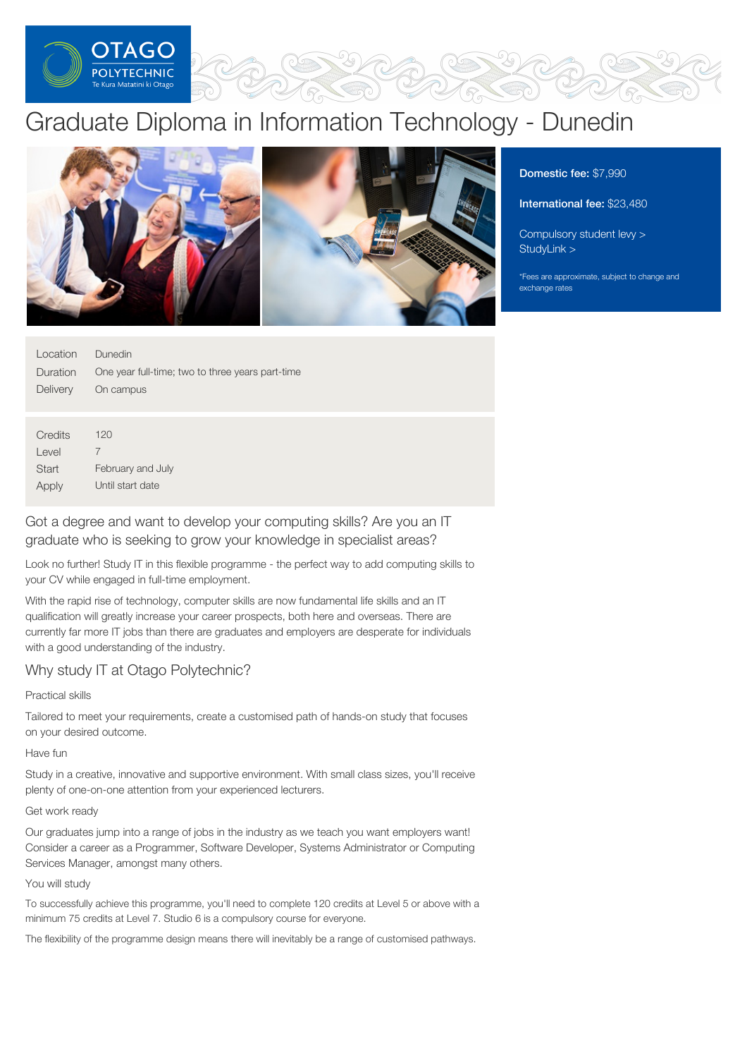# Graduate Diploma in Information Technology - Dunedin

**Domestic fee:** $7,990

**International fee:** $23,480

Compulsory student levy >
StudyLink >

*Fees are approximate, subject to change and exchange rates

| | |
|---|---|
| Location | Dunedin |
| Duration | One year full-time; two to three years part-time |
| Delivery | On campus |

| | |
|---|---|
| Credits | 120 |
| Level | 7 |
| Start | February and July |
| Apply | Until start date |

## Got a degree and want to develop your computing skills? Are you an IT graduate who is seeking to grow your knowledge in specialist areas?

Look no further! Study IT in this flexible programme - the perfect way to add computing skills to your CV while engaged in full-time employment.

With the rapid rise of technology, computer skills are now fundamental life skills and an IT qualification will greatly increase your career prospects, both here and overseas. There are currently far more IT jobs than there are graduates and employers are desperate for individuals with a good understanding of the industry.

## Why study IT at Otago Polytechnic?

### Practical skills

Tailored to meet your requirements, create a customised path of hands-on study that focuses on your desired outcome.

### Have fun

Study in a creative, innovative and supportive environment. With small class sizes, you'll receive plenty of one-on-one attention from your experienced lecturers.

### Get work ready

Our graduates jump into a range of jobs in the industry as we teach you want employers want! Consider a career as a Programmer, Software Developer, Systems Administrator or Computing Services Manager, amongst many others.

### You will study

To successfully achieve this programme, you'll need to complete 120 credits at Level 5 or above with a minimum 75 credits at Level 7. Studio 6 is a compulsory course for everyone.

The flexibility of the programme design means there will inevitably be a range of customised pathways.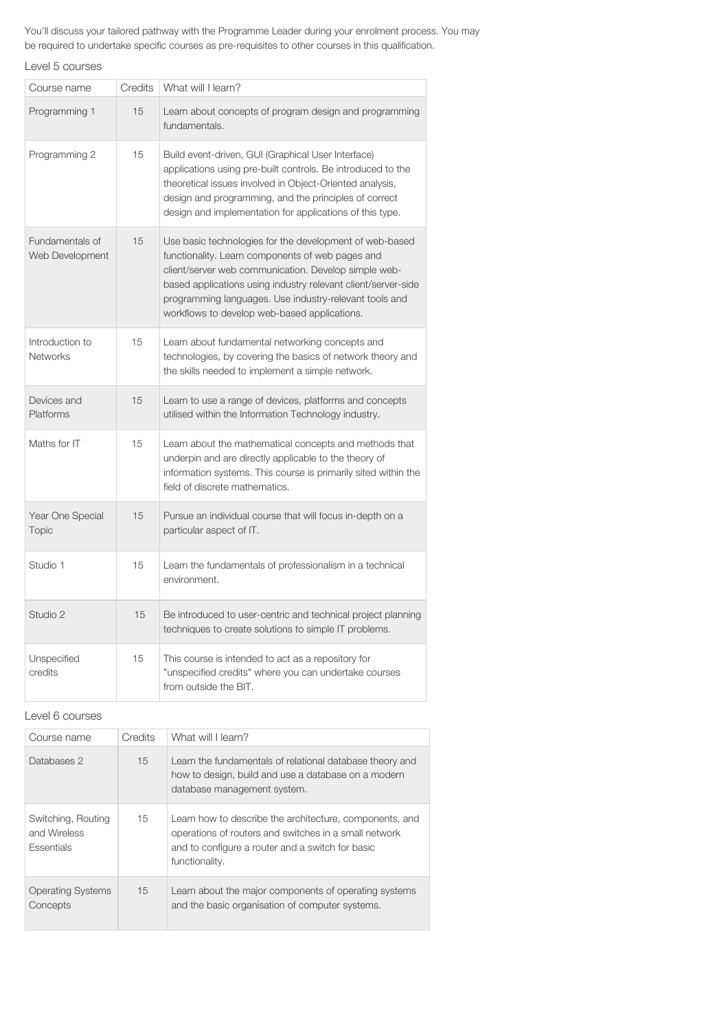You'll discuss your tailored pathway with the Programme Leader during your enrolment process. You may be required to undertake specific courses as pre-requisites to other courses in this qualification.

Level 5 courses

| Course name | Credits | What will I learn? |
|---|---|---|
| Programming 1 | 15 | Learn about concepts of program design and programming fundamentals. |
| Programming 2 | 15 | Build event-driven, GUI (Graphical User Interface) applications using pre-built controls. Be introduced to the theoretical issues involved in Object-Oriented analysis, design and programming, and the principles of correct design and implementation for applications of this type. |
| Fundamentals of Web Development | 15 | Use basic technologies for the development of web-based functionality. Learn components of web pages and client/server web communication. Develop simple web-based applications using industry relevant client/server-side programming languages. Use industry-relevant tools and workflows to develop web-based applications. |
| Introduction to Networks | 15 | Learn about fundamental networking concepts and technologies, by covering the basics of network theory and the skills needed to implement a simple network. |
| Devices and Platforms | 15 | Learn to use a range of devices, platforms and concepts utilised within the Information Technology industry. |
| Maths for IT | 15 | Learn about the mathematical concepts and methods that underpin and are directly applicable to the theory of information systems. This course is primarily sited within the field of discrete mathematics. |
| Year One Special Topic | 15 | Pursue an individual course that will focus in-depth on a particular aspect of IT. |
| Studio 1 | 15 | Learn the fundamentals of professionalism in a technical environment. |
| Studio 2 | 15 | Be introduced to user-centric and technical project planning techniques to create solutions to simple IT problems. |
| Unspecified credits | 15 | This course is intended to act as a repository for "unspecified credits" where you can undertake courses from outside the BIT. |

Level 6 courses

| Course name | Credits | What will I learn? |
|---|---|---|
| Databases 2 | 15 | Learn the fundamentals of relational database theory and how to design, build and use a database on a modern database management system. |
| Switching, Routing and Wireless Essentials | 15 | Learn how to describe the architecture, components, and operations of routers and switches in a small network and to configure a router and a switch for basic functionality. |
| Operating Systems Concepts | 15 | Learn about the major components of operating systems and the basic organisation of computer systems. |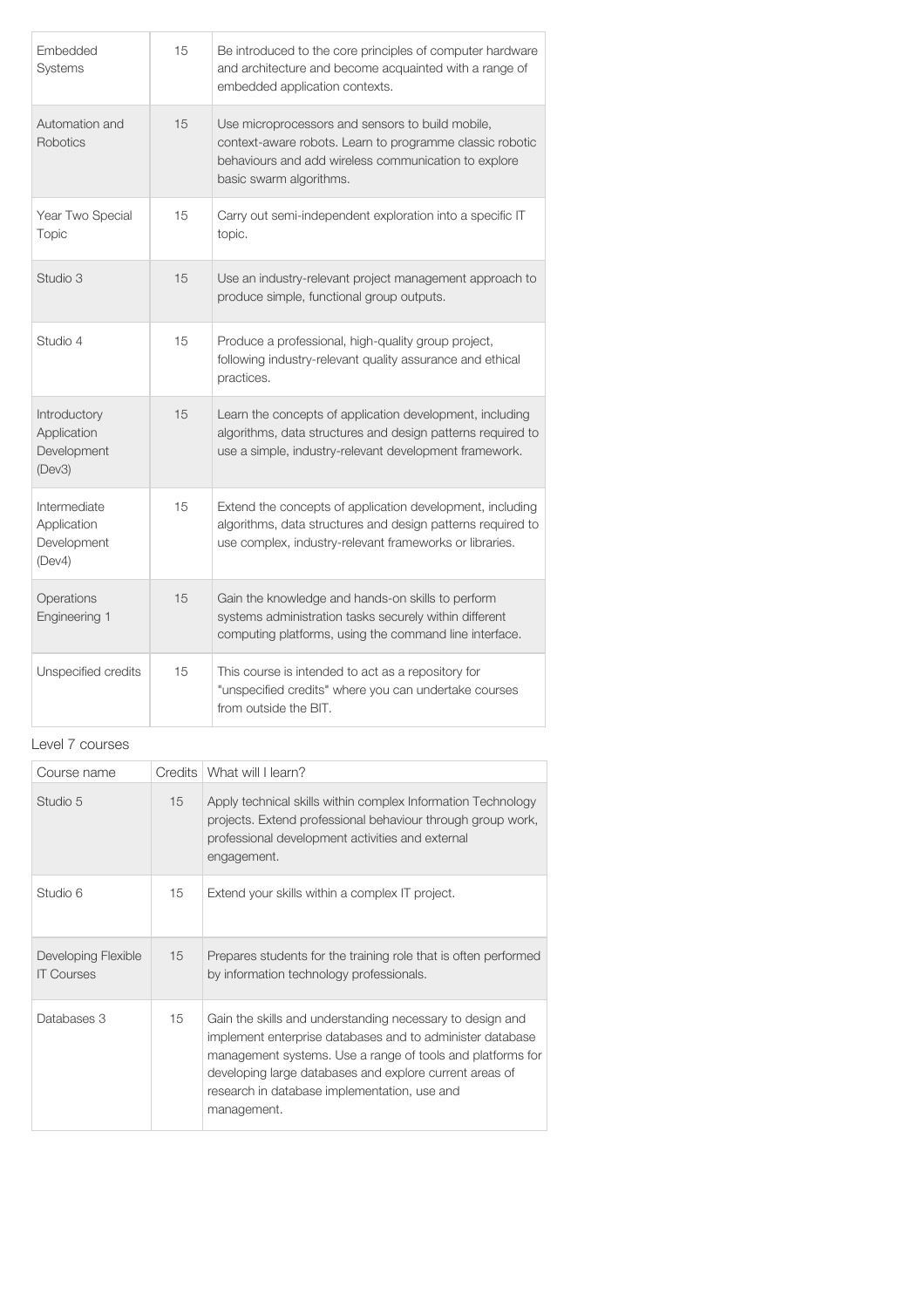| | | |
|---|---|---|
| Embedded Systems | 15 | Be introduced to the core principles of computer hardware and architecture and become acquainted with a range of embedded application contexts. |
| Automation and Robotics | 15 | Use microprocessors and sensors to build mobile, context-aware robots. Learn to programme classic robotic behaviours and add wireless communication to explore basic swarm algorithms. |
| Year Two Special Topic | 15 | Carry out semi-independent exploration into a specific IT topic. |
| Studio 3 | 15 | Use an industry-relevant project management approach to produce simple, functional group outputs. |
| Studio 4 | 15 | Produce a professional, high-quality group project, following industry-relevant quality assurance and ethical practices. |
| Introductory Application Development (Dev3) | 15 | Learn the concepts of application development, including algorithms, data structures and design patterns required to use a simple, industry-relevant development framework. |
| Intermediate Application Development (Dev4) | 15 | Extend the concepts of application development, including algorithms, data structures and design patterns required to use complex, industry-relevant frameworks or libraries. |
| Operations Engineering 1 | 15 | Gain the knowledge and hands-on skills to perform systems administration tasks securely within different computing platforms, using the command line interface. |
| Unspecified credits | 15 | This course is intended to act as a repository for "unspecified credits" where you can undertake courses from outside the BIT. |

Level 7 courses

| Course name | Credits | What will I learn? |
|---|---|---|
| Studio 5 | 15 | Apply technical skills within complex Information Technology projects. Extend professional behaviour through group work, professional development activities and external engagement. |
| Studio 6 | 15 | Extend your skills within a complex IT project. |
| Developing Flexible IT Courses | 15 | Prepares students for the training role that is often performed by information technology professionals. |
| Databases 3 | 15 | Gain the skills and understanding necessary to design and implement enterprise databases and to administer database management systems. Use a range of tools and platforms for developing large databases and explore current areas of research in database implementation, use and management. |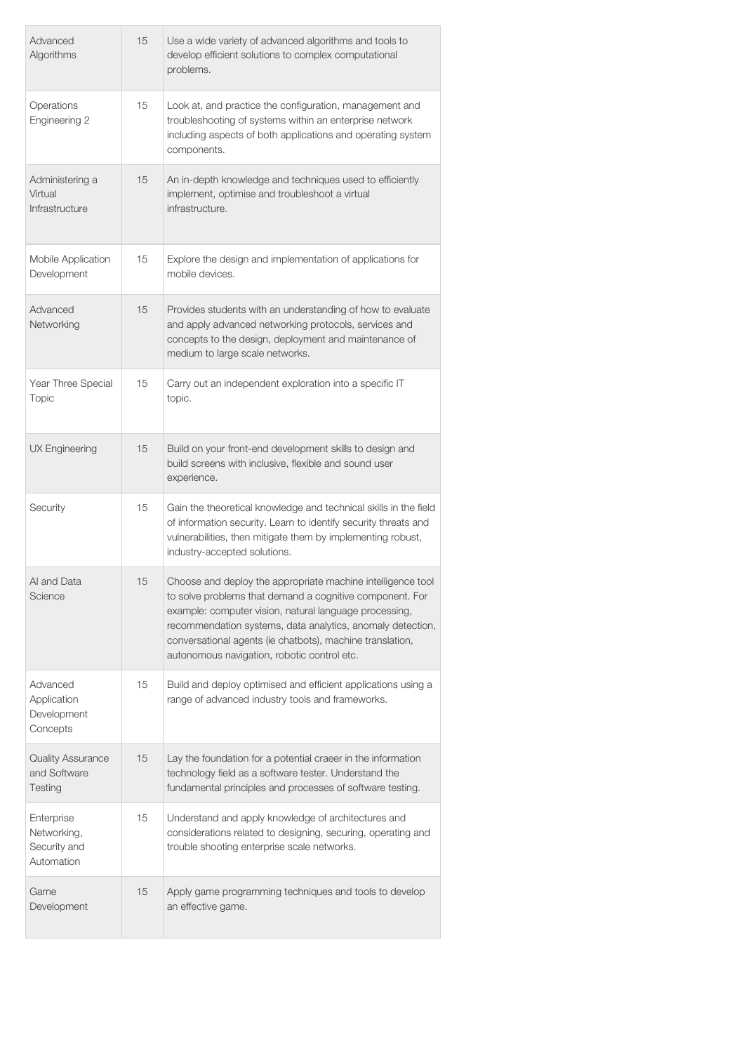| | | |
|---|---|---|
| Advanced Algorithms | 15 | Use a wide variety of advanced algorithms and tools to develop efficient solutions to complex computational problems. |
| Operations Engineering 2 | 15 | Look at, and practice the configuration, management and troubleshooting of systems within an enterprise network including aspects of both applications and operating system components. |
| Administering a Virtual Infrastructure | 15 | An in-depth knowledge and techniques used to efficiently implement, optimise and troubleshoot a virtual infrastructure. |
| Mobile Application Development | 15 | Explore the design and implementation of applications for mobile devices. |
| Advanced Networking | 15 | Provides students with an understanding of how to evaluate and apply advanced networking protocols, services and concepts to the design, deployment and maintenance of medium to large scale networks. |
| Year Three Special Topic | 15 | Carry out an independent exploration into a specific IT topic. |
| UX Engineering | 15 | Build on your front-end development skills to design and build screens with inclusive, flexible and sound user experience. |
| Security | 15 | Gain the theoretical knowledge and technical skills in the field of information security. Learn to identify security threats and vulnerabilities, then mitigate them by implementing robust, industry-accepted solutions. |
| AI and Data Science | 15 | Choose and deploy the appropriate machine intelligence tool to solve problems that demand a cognitive component. For example: computer vision, natural language processing, recommendation systems, data analytics, anomaly detection, conversational agents (ie chatbots), machine translation, autonomous navigation, robotic control etc. |
| Advanced Application Development Concepts | 15 | Build and deploy optimised and efficient applications using a range of advanced industry tools and frameworks. |
| Quality Assurance and Software Testing | 15 | Lay the foundation for a potential craeer in the information technology field as a software tester. Understand the fundamental principles and processes of software testing. |
| Enterprise Networking, Security and Automation | 15 | Understand and apply knowledge of architectures and considerations related to designing, securing, operating and trouble shooting enterprise scale networks. |
| Game Development | 15 | Apply game programming techniques and tools to develop an effective game. |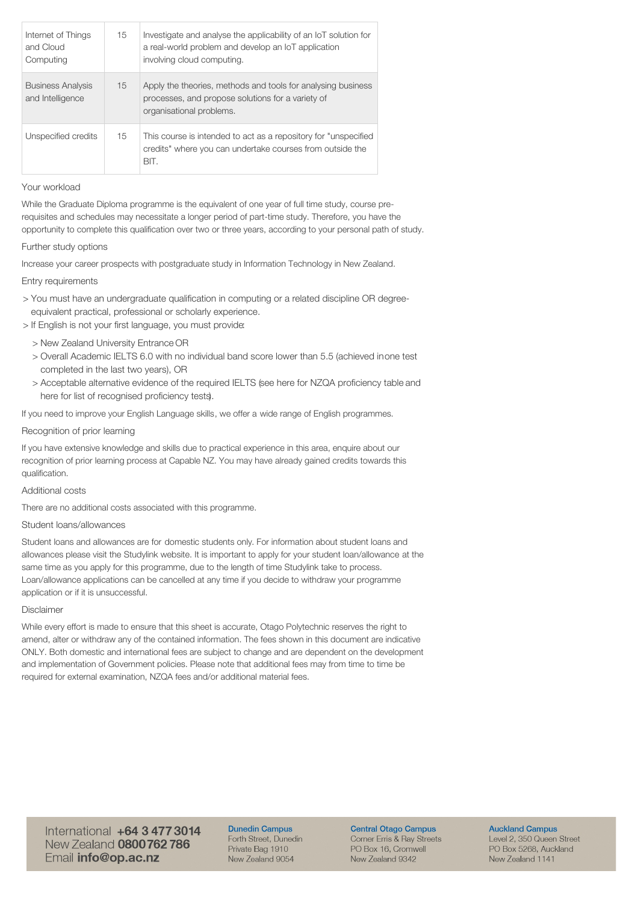| | | |
|---|---|---|
| Internet of Things and Cloud Computing | 15 | Investigate and analyse the applicability of an IoT solution for a real-world problem and develop an IoT application involving cloud computing. |
| Business Analysis and Intelligence | 15 | Apply the theories, methods and tools for analysing business processes, and propose solutions for a variety of organisational problems. |
| Unspecified credits | 15 | This course is intended to act as a repository for "unspecified credits" where you can undertake courses from outside the BIT. |

### Your workload

While the Graduate Diploma programme is the equivalent of one year of full time study, course pre-requisites and schedules may necessitate a longer period of part-time study. Therefore, you have the opportunity to complete this qualification over two or three years, according to your personal path of study.

### Further study options

Increase your career prospects with postgraduate study in Information Technology in New Zealand.

### Entry requirements

- You must have an undergraduate qualification in computing or a related discipline OR degree-equivalent practical, professional or scholarly experience.
- If English is not your first language, you must provide:
  - New Zealand University Entrance OR
  - Overall Academic IELTS 6.0 with no individual band score lower than 5.5 (achieved in one test completed in the last two years), OR
  - Acceptable alternative evidence of the required IELTS (see here for NZQA proficiency table and here for list of recognised proficiency tests).

If you need to improve your English Language skills, we offer a wide range of English programmes.

### Recognition of prior learning

If you have extensive knowledge and skills due to practical experience in this area, enquire about our recognition of prior learning process at Capable NZ. You may have already gained credits towards this qualification.

### Additional costs

There are no additional costs associated with this programme.

### Student loans/allowances

Student loans and allowances are for domestic students only. For information about student loans and allowances please visit the Studylink website. It is important to apply for your student loan/allowance at the same time as you apply for this programme, due to the length of time Studylink take to process. Loan/allowance applications can be cancelled at any time if you decide to withdraw your programme application or if it is unsuccessful.

### Disclaimer

While every effort is made to ensure that this sheet is accurate, Otago Polytechnic reserves the right to amend, alter or withdraw any of the contained information. The fees shown in this document are indicative ONLY. Both domestic and international fees are subject to change and are dependent on the development and implementation of Government policies. Please note that additional fees may from time to time be required for external examination, NZQA fees and/or additional material fees.

International **+64 3 477 3014**
New Zealand **0800 762 786**
Email **info@op.ac.nz**

**Dunedin Campus**
Forth Street, Dunedin
Private Bag 1910
New Zealand 9054

**Central Otago Campus**
Corner Erris & Ray Streets
PO Box 16, Cromwell
New Zealand 9342

**Auckland Campus**
Level 2, 350 Queen Street
PO Box 5268, Auckland
New Zealand 1141